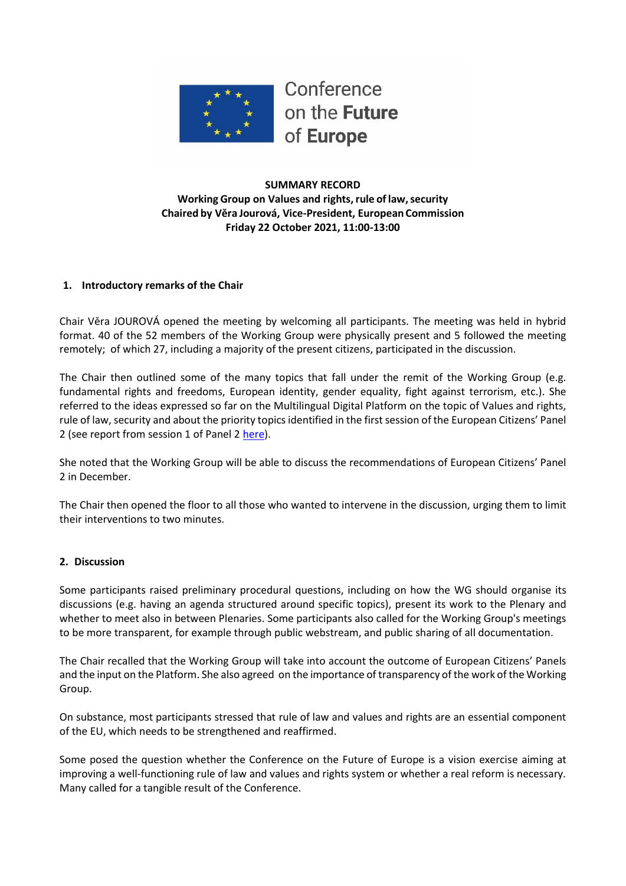Conference on the **Future** of **Europe**

**SUMMARY RECORD**
**Working Group on Values and rights, rule of law, security**
**Chaired by Věra Jourová, Vice-President, European Commission**
**Friday 22 October 2021, 11:00-13:00**

## 1. Introductory remarks of the Chair

Chair Věra JOUROVÁ opened the meeting by welcoming all participants. The meeting was held in hybrid format. 40 of the 52 members of the Working Group were physically present and 5 followed the meeting remotely; of which 27, including a majority of the present citizens, participated in the discussion.

The Chair then outlined some of the many topics that fall under the remit of the Working Group (e.g. fundamental rights and freedoms, European identity, gender equality, fight against terrorism, etc.). She referred to the ideas expressed so far on the Multilingual Digital Platform on the topic of Values and rights, rule of law, security and about the priority topics identified in the first session of the European Citizens' Panel 2 (see report from session 1 of Panel 2 here).

She noted that the Working Group will be able to discuss the recommendations of European Citizens' Panel 2 in December.

The Chair then opened the floor to all those who wanted to intervene in the discussion, urging them to limit their interventions to two minutes.

## 2. Discussion

Some participants raised preliminary procedural questions, including on how the WG should organise its discussions (e.g. having an agenda structured around specific topics), present its work to the Plenary and whether to meet also in between Plenaries. Some participants also called for the Working Group's meetings to be more transparent, for example through public webstream, and public sharing of all documentation.

The Chair recalled that the Working Group will take into account the outcome of European Citizens' Panels and the input on the Platform. She also agreed on the importance of transparency of the work of the Working Group.

On substance, most participants stressed that rule of law and values and rights are an essential component of the EU, which needs to be strengthened and reaffirmed.

Some posed the question whether the Conference on the Future of Europe is a vision exercise aiming at improving a well-functioning rule of law and values and rights system or whether a real reform is necessary. Many called for a tangible result of the Conference.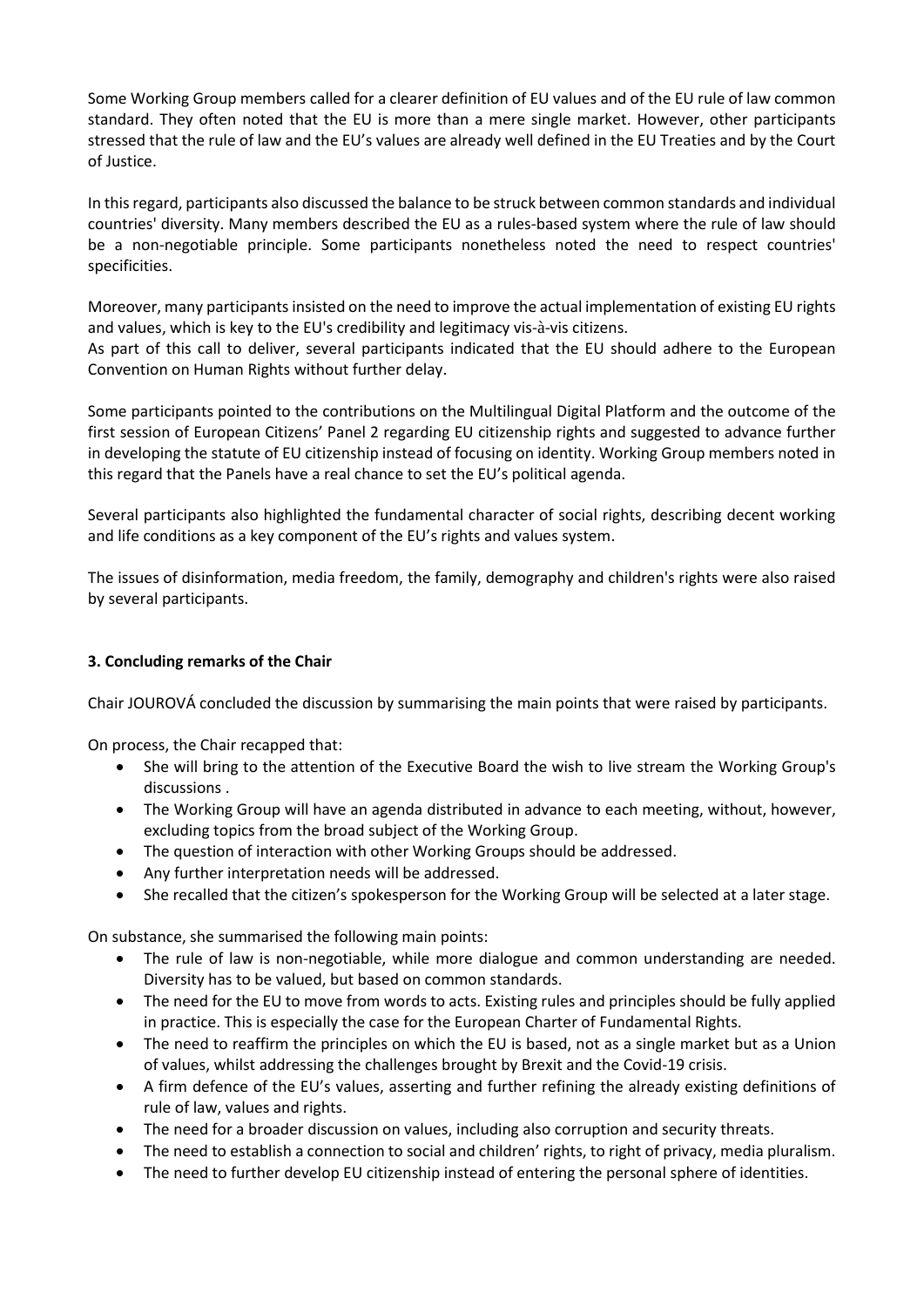Some Working Group members called for a clearer definition of EU values and of the EU rule of law common standard. They often noted that the EU is more than a mere single market. However, other participants stressed that the rule of law and the EU's values are already well defined in the EU Treaties and by the Court of Justice.

In this regard, participants also discussed the balance to be struck between common standards and individual countries' diversity. Many members described the EU as a rules-based system where the rule of law should be a non-negotiable principle. Some participants nonetheless noted the need to respect countries' specificities.

Moreover, many participants insisted on the need to improve the actual implementation of existing EU rights and values, which is key to the EU's credibility and legitimacy vis-à-vis citizens.
As part of this call to deliver, several participants indicated that the EU should adhere to the European Convention on Human Rights without further delay.

Some participants pointed to the contributions on the Multilingual Digital Platform and the outcome of the first session of European Citizens' Panel 2 regarding EU citizenship rights and suggested to advance further in developing the statute of EU citizenship instead of focusing on identity. Working Group members noted in this regard that the Panels have a real chance to set the EU's political agenda.

Several participants also highlighted the fundamental character of social rights, describing decent working and life conditions as a key component of the EU's rights and values system.

The issues of disinformation, media freedom, the family, demography and children's rights were also raised by several participants.

### 3. Concluding remarks of the Chair

Chair JOUROVÁ concluded the discussion by summarising the main points that were raised by participants.

On process, the Chair recapped that:

- She will bring to the attention of the Executive Board the wish to live stream the Working Group's discussions .
- The Working Group will have an agenda distributed in advance to each meeting, without, however, excluding topics from the broad subject of the Working Group.
- The question of interaction with other Working Groups should be addressed.
- Any further interpretation needs will be addressed.
- She recalled that the citizen's spokesperson for the Working Group will be selected at a later stage.

On substance, she summarised the following main points:

- The rule of law is non-negotiable, while more dialogue and common understanding are needed. Diversity has to be valued, but based on common standards.
- The need for the EU to move from words to acts. Existing rules and principles should be fully applied in practice. This is especially the case for the European Charter of Fundamental Rights.
- The need to reaffirm the principles on which the EU is based, not as a single market but as a Union of values, whilst addressing the challenges brought by Brexit and the Covid-19 crisis.
- A firm defence of the EU's values, asserting and further refining the already existing definitions of rule of law, values and rights.
- The need for a broader discussion on values, including also corruption and security threats.
- The need to establish a connection to social and children' rights, to right of privacy, media pluralism.
- The need to further develop EU citizenship instead of entering the personal sphere of identities.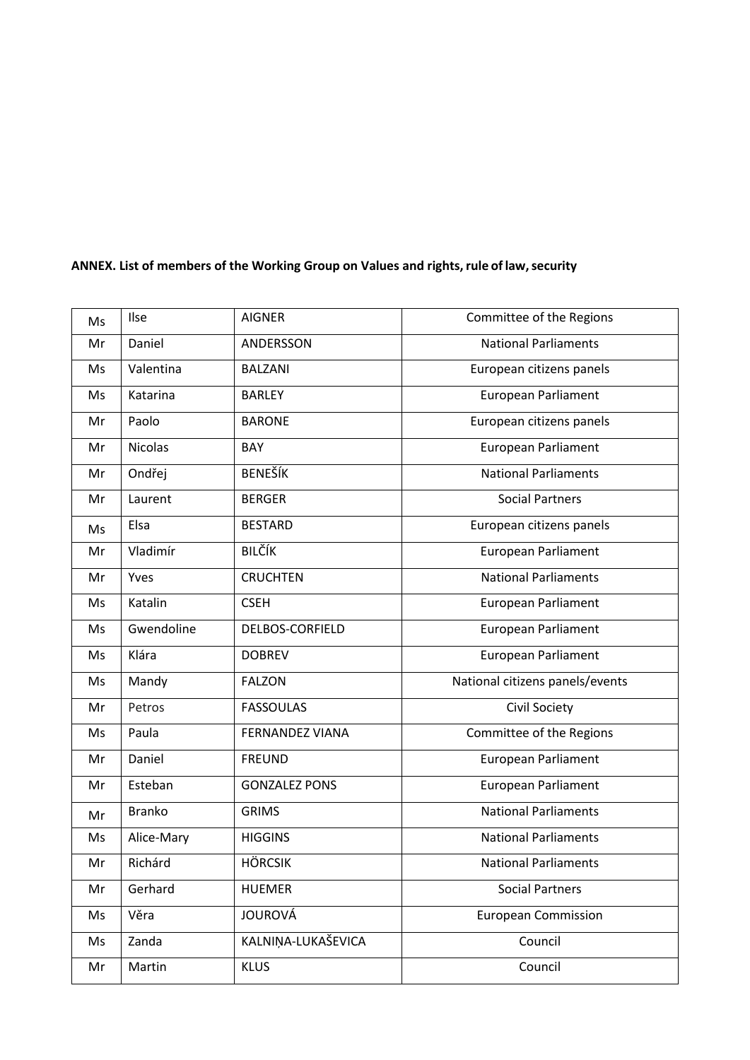**ANNEX. List of members of the Working Group on Values and rights, rule of law, security**

| Ms | Ilse | AIGNER | Committee of the Regions |
|---|---|---|---|
| Mr | Daniel | ANDERSSON | National Parliaments |
| Ms | Valentina | BALZANI | European citizens panels |
| Ms | Katarina | BARLEY | European Parliament |
| Mr | Paolo | BARONE | European citizens panels |
| Mr | Nicolas | BAY | European Parliament |
| Mr | Ondřej | BENEŠÍK | National Parliaments |
| Mr | Laurent | BERGER | Social Partners |
| Ms | Elsa | BESTARD | European citizens panels |
| Mr | Vladimír | BILČÍK | European Parliament |
| Mr | Yves | CRUCHTEN | National Parliaments |
| Ms | Katalin | CSEH | European Parliament |
| Ms | Gwendoline | DELBOS-CORFIELD | European Parliament |
| Ms | Klára | DOBREV | European Parliament |
| Ms | Mandy | FALZON | National citizens panels/events |
| Mr | Petros | FASSOULAS | Civil Society |
| Ms | Paula | FERNANDEZ VIANA | Committee of the Regions |
| Mr | Daniel | FREUND | European Parliament |
| Mr | Esteban | GONZALEZ PONS | European Parliament |
| Mr | Branko | GRIMS | National Parliaments |
| Ms | Alice-Mary | HIGGINS | National Parliaments |
| Mr | Richárd | HÖRCSIK | National Parliaments |
| Mr | Gerhard | HUEMER | Social Partners |
| Ms | Věra | JOUROVÁ | European Commission |
| Ms | Zanda | KALNIŅA-LUKAŠEVICA | Council |
| Mr | Martin | KLUS | Council |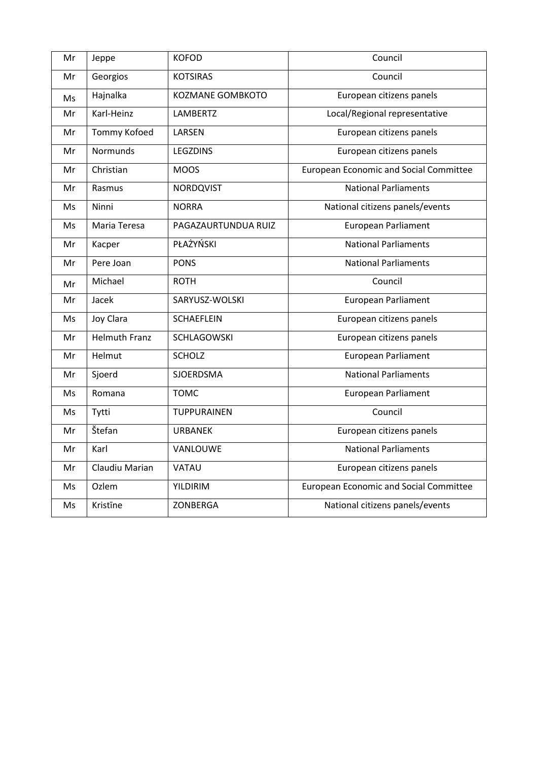| | | | |
|---|---|---|---|
| Mr | Jeppe | KOFOD | Council |
| Mr | Georgios | KOTSIRAS | Council |
| Ms | Hajnalka | KOZMANE GOMBKOTO | European citizens panels |
| Mr | Karl-Heinz | LAMBERTZ | Local/Regional representative |
| Mr | Tommy Kofoed | LARSEN | European citizens panels |
| Mr | Normunds | LEGZDINS | European citizens panels |
| Mr | Christian | MOOS | European Economic and Social Committee |
| Mr | Rasmus | NORDQVIST | National Parliaments |
| Ms | Ninni | NORRA | National citizens panels/events |
| Ms | Maria Teresa | PAGAZAURTUNDUA RUIZ | European Parliament |
| Mr | Kacper | PŁAŻYŃSKI | National Parliaments |
| Mr | Pere Joan | PONS | National Parliaments |
| Mr | Michael | ROTH | Council |
| Mr | Jacek | SARYUSZ-WOLSKI | European Parliament |
| Ms | Joy Clara | SCHAEFLEIN | European citizens panels |
| Mr | Helmuth Franz | SCHLAGOWSKI | European citizens panels |
| Mr | Helmut | SCHOLZ | European Parliament |
| Mr | Sjoerd | SJOERDSMA | National Parliaments |
| Ms | Romana | TOMC | European Parliament |
| Ms | Tytti | TUPPURAINEN | Council |
| Mr | Štefan | URBANEK | European citizens panels |
| Mr | Karl | VANLOUWE | National Parliaments |
| Mr | Claudiu Marian | VATAU | European citizens panels |
| Ms | Ozlem | YILDIRIM | European Economic and Social Committee |
| Ms | Kristīne | ZONBERGA | National citizens panels/events |